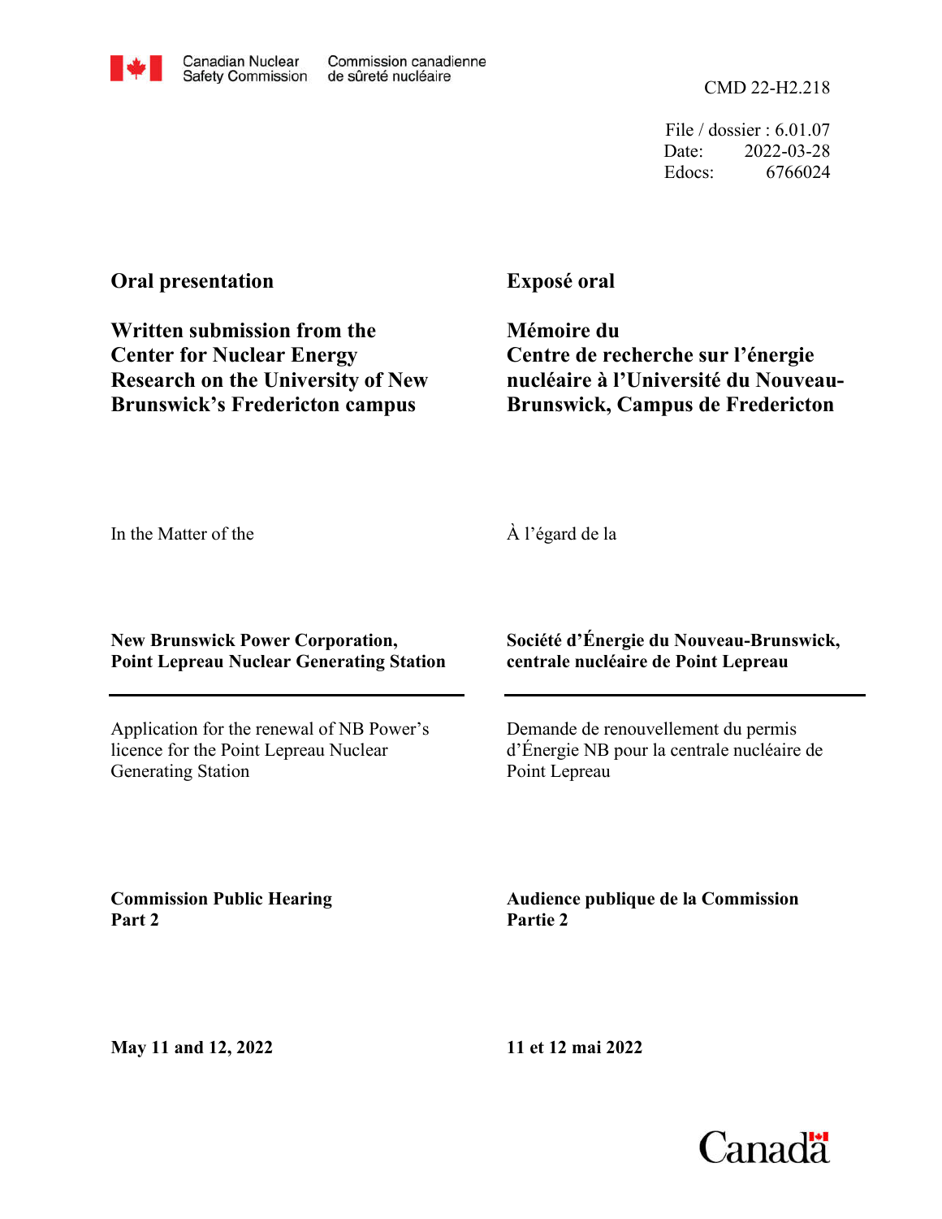Canadian Nuclear Safety Commission | Commission canadienne de sûreté nucléaire

CMD 22-H2.218

File / dossier : 6.01.07
Date: 2022-03-28
Edocs: 6766024

**Oral presentation**

**Written submission from the Center for Nuclear Energy Research on the University of New Brunswick's Fredericton campus**

**Exposé oral**

**Mémoire du Centre de recherche sur l'énergie nucléaire à l'Université du Nouveau-Brunswick, Campus de Fredericton**

In the Matter of the

À l'égard de la

**New Brunswick Power Corporation, Point Lepreau Nuclear Generating Station**

**Société d'Énergie du Nouveau-Brunswick, centrale nucléaire de Point Lepreau**

---

Application for the renewal of NB Power's licence for the Point Lepreau Nuclear Generating Station

Demande de renouvellement du permis d'Énergie NB pour la centrale nucléaire de Point Lepreau

**Commission Public Hearing**
**Part 2**

**Audience publique de la Commission**
**Partie 2**

**May 11 and 12, 2022**

**11 et 12 mai 2022**

Canada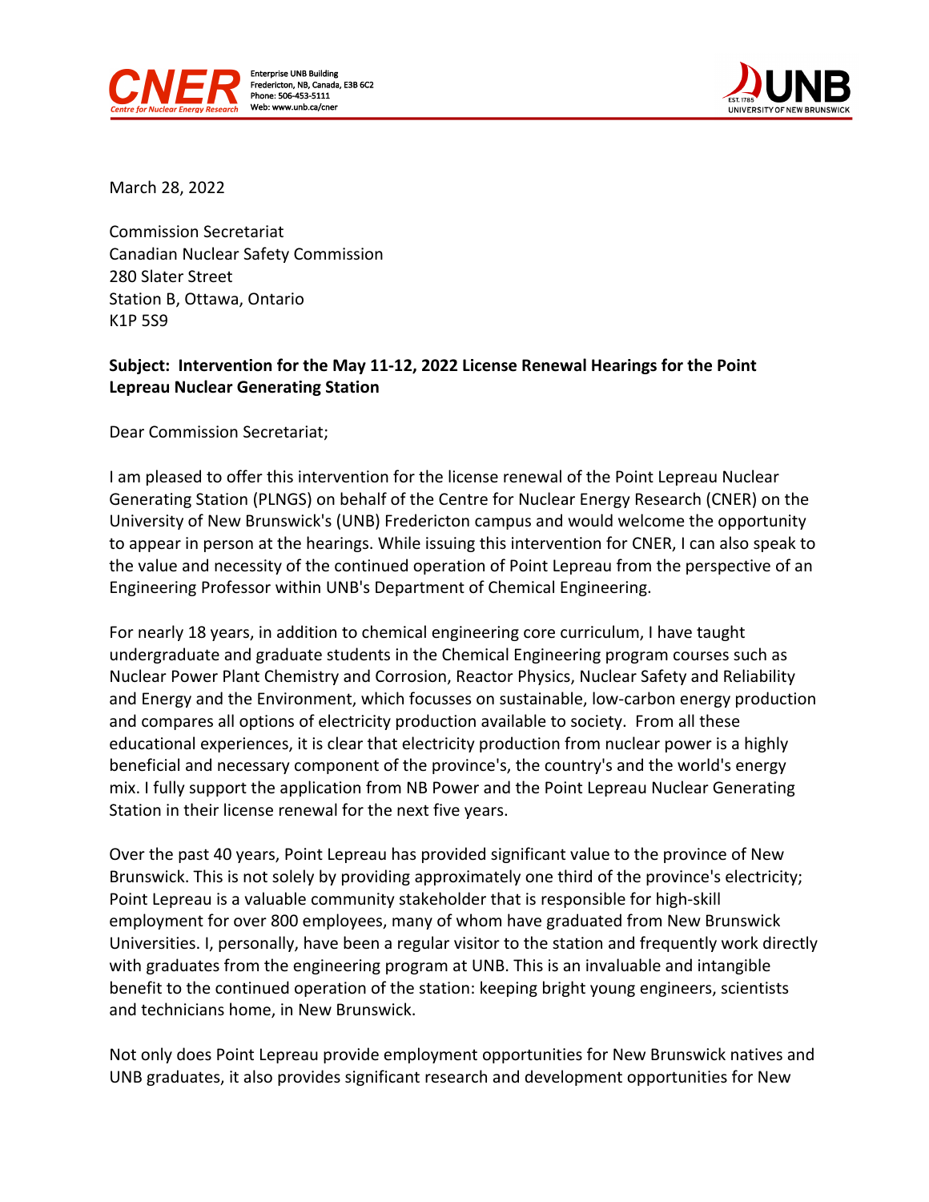March 28, 2022

Commission Secretariat
Canadian Nuclear Safety Commission
280 Slater Street
Station B, Ottawa, Ontario
K1P 5S9

**Subject: Intervention for the May 11-12, 2022 License Renewal Hearings for the Point Lepreau Nuclear Generating Station**

Dear Commission Secretariat;

I am pleased to offer this intervention for the license renewal of the Point Lepreau Nuclear Generating Station (PLNGS) on behalf of the Centre for Nuclear Energy Research (CNER) on the University of New Brunswick's (UNB) Fredericton campus and would welcome the opportunity to appear in person at the hearings. While issuing this intervention for CNER, I can also speak to the value and necessity of the continued operation of Point Lepreau from the perspective of an Engineering Professor within UNB's Department of Chemical Engineering.

For nearly 18 years, in addition to chemical engineering core curriculum, I have taught undergraduate and graduate students in the Chemical Engineering program courses such as Nuclear Power Plant Chemistry and Corrosion, Reactor Physics, Nuclear Safety and Reliability and Energy and the Environment, which focusses on sustainable, low-carbon energy production and compares all options of electricity production available to society. From all these educational experiences, it is clear that electricity production from nuclear power is a highly beneficial and necessary component of the province's, the country's and the world's energy mix. I fully support the application from NB Power and the Point Lepreau Nuclear Generating Station in their license renewal for the next five years.

Over the past 40 years, Point Lepreau has provided significant value to the province of New Brunswick. This is not solely by providing approximately one third of the province's electricity; Point Lepreau is a valuable community stakeholder that is responsible for high-skill employment for over 800 employees, many of whom have graduated from New Brunswick Universities. I, personally, have been a regular visitor to the station and frequently work directly with graduates from the engineering program at UNB. This is an invaluable and intangible benefit to the continued operation of the station: keeping bright young engineers, scientists and technicians home, in New Brunswick.

Not only does Point Lepreau provide employment opportunities for New Brunswick natives and UNB graduates, it also provides significant research and development opportunities for New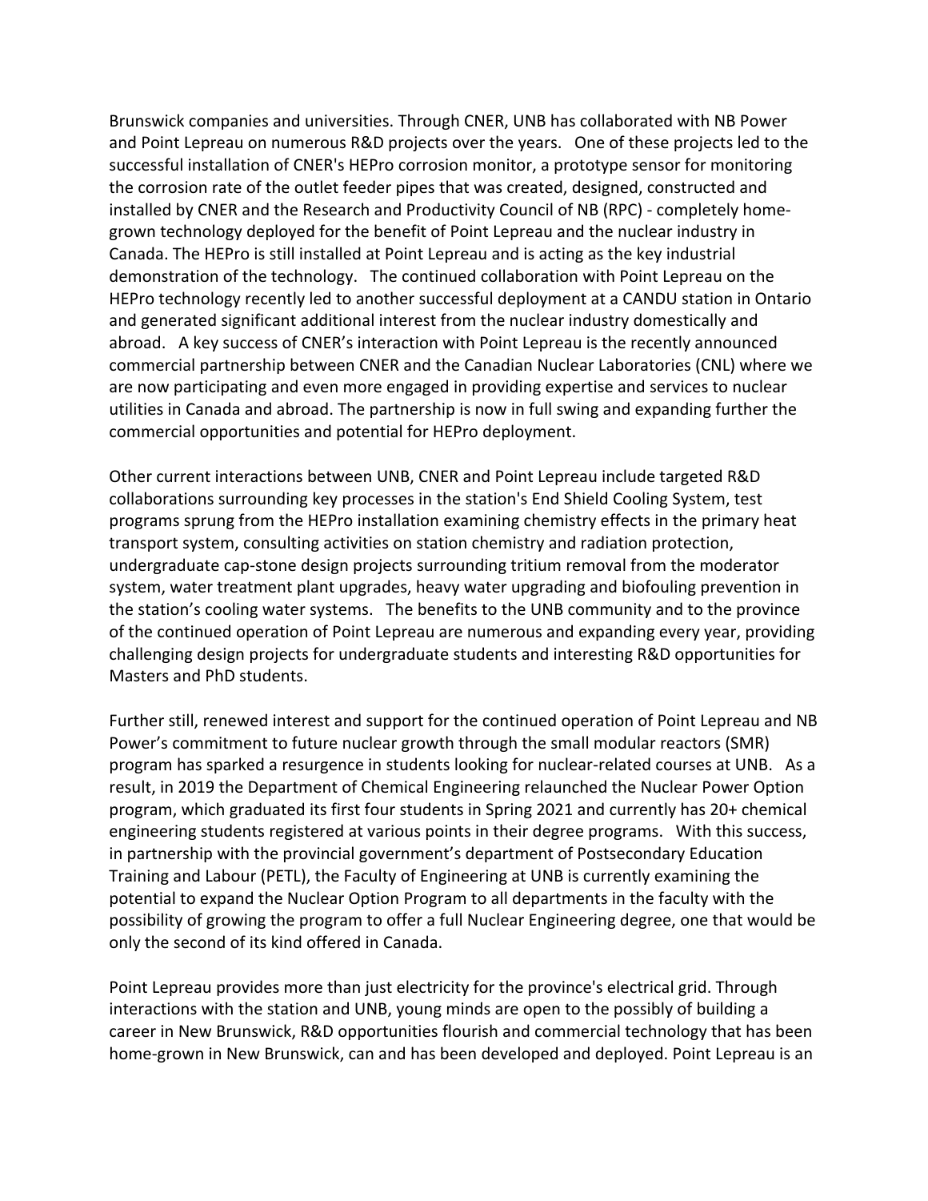Brunswick companies and universities. Through CNER, UNB has collaborated with NB Power and Point Lepreau on numerous R&D projects over the years. One of these projects led to the successful installation of CNER's HEPro corrosion monitor, a prototype sensor for monitoring the corrosion rate of the outlet feeder pipes that was created, designed, constructed and installed by CNER and the Research and Productivity Council of NB (RPC) - completely home-grown technology deployed for the benefit of Point Lepreau and the nuclear industry in Canada. The HEPro is still installed at Point Lepreau and is acting as the key industrial demonstration of the technology. The continued collaboration with Point Lepreau on the HEPro technology recently led to another successful deployment at a CANDU station in Ontario and generated significant additional interest from the nuclear industry domestically and abroad. A key success of CNER's interaction with Point Lepreau is the recently announced commercial partnership between CNER and the Canadian Nuclear Laboratories (CNL) where we are now participating and even more engaged in providing expertise and services to nuclear utilities in Canada and abroad. The partnership is now in full swing and expanding further the commercial opportunities and potential for HEPro deployment.

Other current interactions between UNB, CNER and Point Lepreau include targeted R&D collaborations surrounding key processes in the station's End Shield Cooling System, test programs sprung from the HEPro installation examining chemistry effects in the primary heat transport system, consulting activities on station chemistry and radiation protection, undergraduate cap-stone design projects surrounding tritium removal from the moderator system, water treatment plant upgrades, heavy water upgrading and biofouling prevention in the station's cooling water systems. The benefits to the UNB community and to the province of the continued operation of Point Lepreau are numerous and expanding every year, providing challenging design projects for undergraduate students and interesting R&D opportunities for Masters and PhD students.

Further still, renewed interest and support for the continued operation of Point Lepreau and NB Power's commitment to future nuclear growth through the small modular reactors (SMR) program has sparked a resurgence in students looking for nuclear-related courses at UNB. As a result, in 2019 the Department of Chemical Engineering relaunched the Nuclear Power Option program, which graduated its first four students in Spring 2021 and currently has 20+ chemical engineering students registered at various points in their degree programs. With this success, in partnership with the provincial government's department of Postsecondary Education Training and Labour (PETL), the Faculty of Engineering at UNB is currently examining the potential to expand the Nuclear Option Program to all departments in the faculty with the possibility of growing the program to offer a full Nuclear Engineering degree, one that would be only the second of its kind offered in Canada.

Point Lepreau provides more than just electricity for the province's electrical grid. Through interactions with the station and UNB, young minds are open to the possibly of building a career in New Brunswick, R&D opportunities flourish and commercial technology that has been home-grown in New Brunswick, can and has been developed and deployed. Point Lepreau is an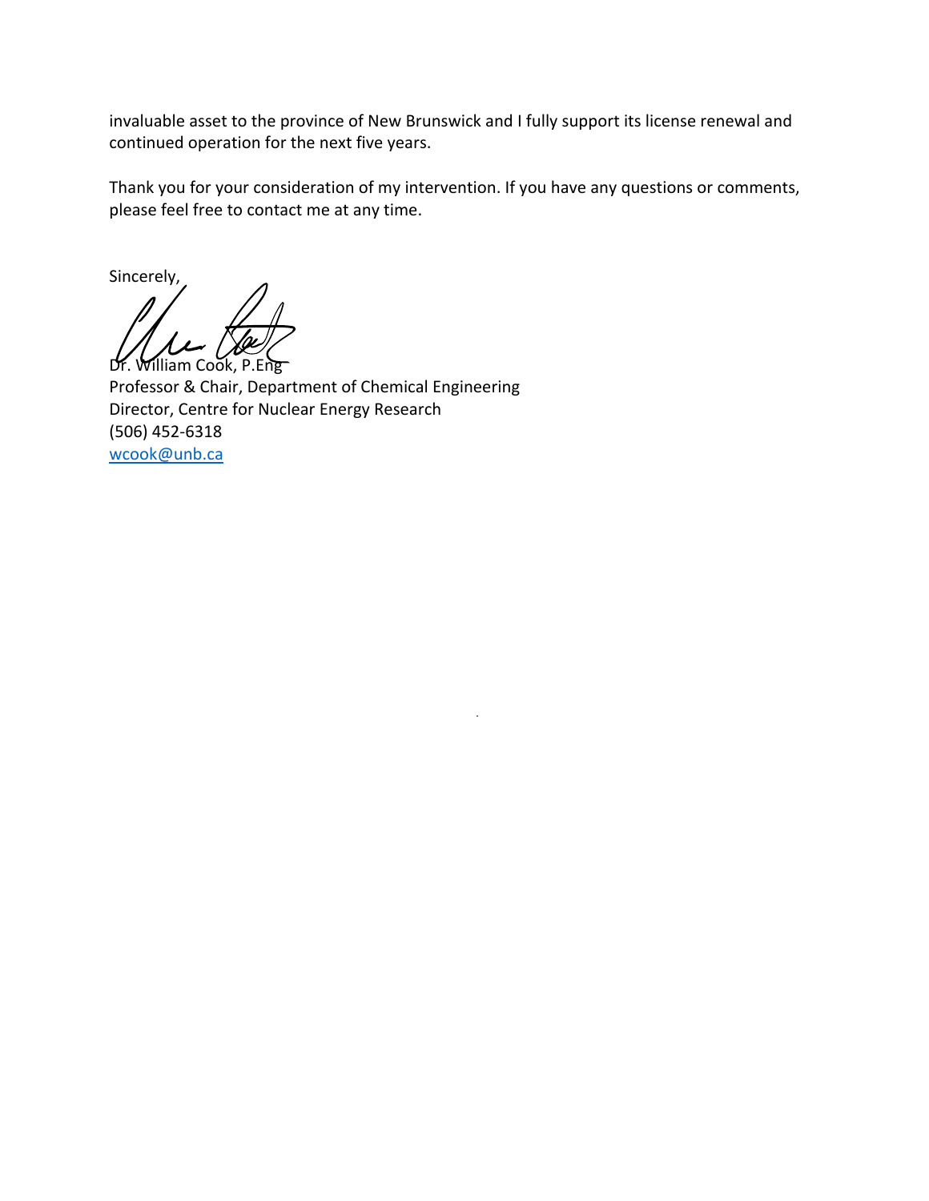invaluable asset to the province of New Brunswick and I fully support its license renewal and continued operation for the next five years.

Thank you for your consideration of my intervention. If you have any questions or comments, please feel free to contact me at any time.

Sincerely,

Dr. William Cook, P.Eng
Professor & Chair, Department of Chemical Engineering
Director, Centre for Nuclear Energy Research
(506) 452-6318
wcook@unb.ca